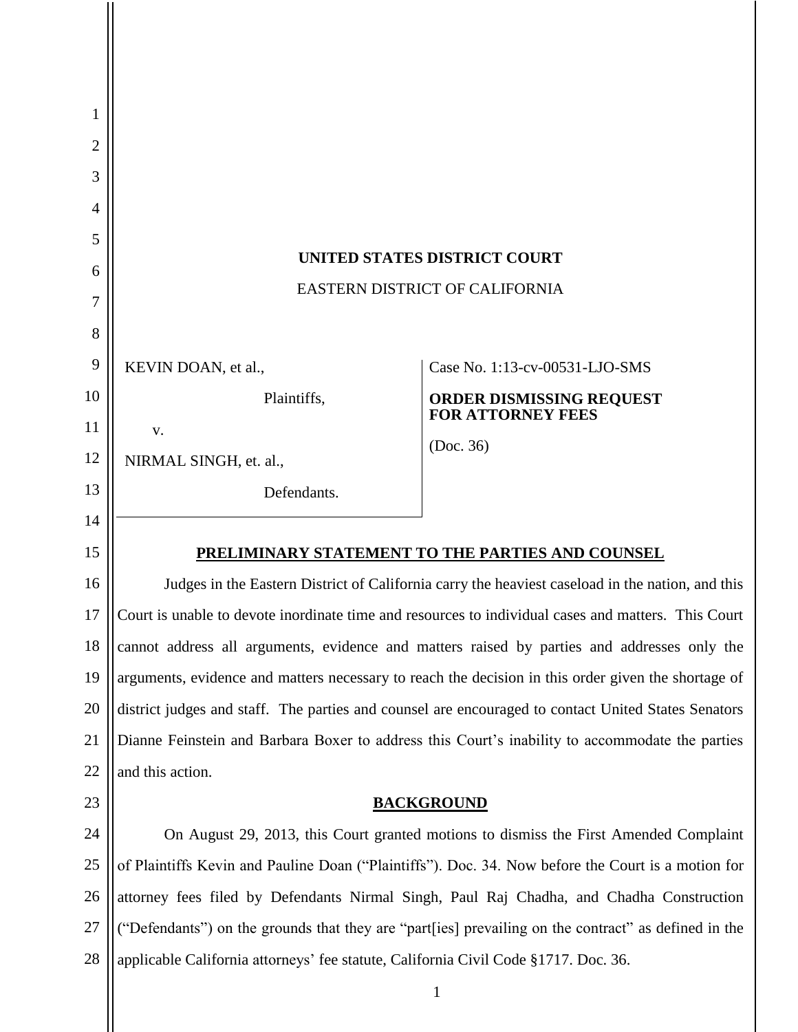**UNITED STATES DISTRICT COURT**

EASTERN DISTRICT OF CALIFORNIA

| | |
|---|---|
| KEVIN DOAN, et al.,<br><br>Plaintiffs,<br><br>v.<br><br>NIRMAL SINGH, et. al.,<br><br>Defendants. | Case No. 1:13-cv-00531-LJO-SMS<br><br>**ORDER DISMISSING REQUEST FOR ATTORNEY FEES**<br><br>(Doc. 36) |

## PRELIMINARY STATEMENT TO THE PARTIES AND COUNSEL

Judges in the Eastern District of California carry the heaviest caseload in the nation, and this Court is unable to devote inordinate time and resources to individual cases and matters. This Court cannot address all arguments, evidence and matters raised by parties and addresses only the arguments, evidence and matters necessary to reach the decision in this order given the shortage of district judges and staff. The parties and counsel are encouraged to contact United States Senators Dianne Feinstein and Barbara Boxer to address this Court's inability to accommodate the parties and this action.

## BACKGROUND

On August 29, 2013, this Court granted motions to dismiss the First Amended Complaint of Plaintiffs Kevin and Pauline Doan ("Plaintiffs"). Doc. 34. Now before the Court is a motion for attorney fees filed by Defendants Nirmal Singh, Paul Raj Chadha, and Chadha Construction ("Defendants") on the grounds that they are "part[ies] prevailing on the contract" as defined in the applicable California attorneys' fee statute, California Civil Code §1717. Doc. 36.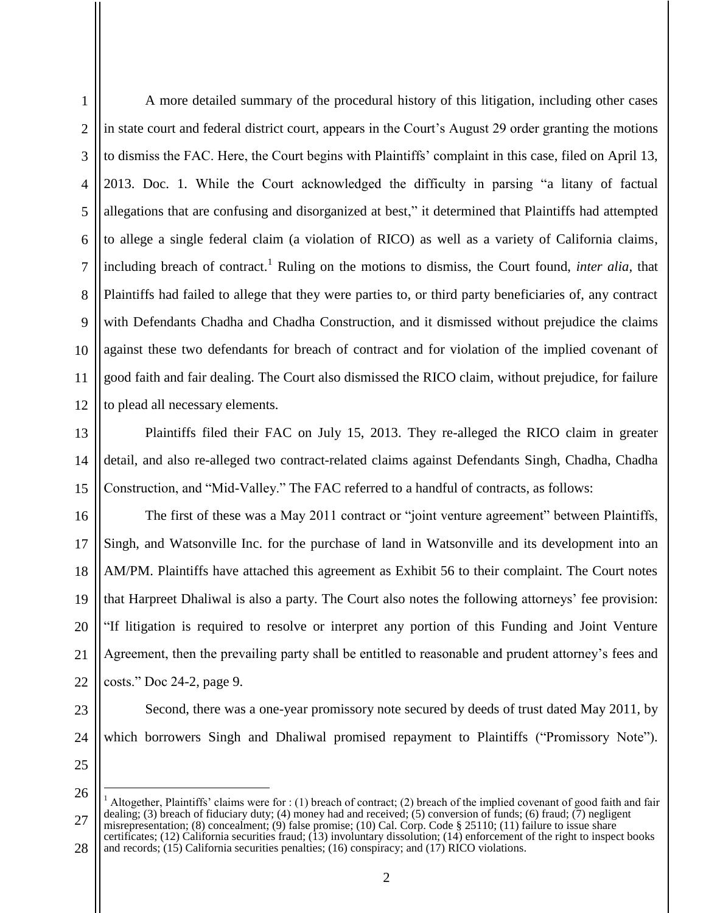A more detailed summary of the procedural history of this litigation, including other cases in state court and federal district court, appears in the Court's August 29 order granting the motions to dismiss the FAC. Here, the Court begins with Plaintiffs' complaint in this case, filed on April 13, 2013. Doc. 1. While the Court acknowledged the difficulty in parsing "a litany of factual allegations that are confusing and disorganized at best," it determined that Plaintiffs had attempted to allege a single federal claim (a violation of RICO) as well as a variety of California claims, including breach of contract.[1] Ruling on the motions to dismiss, the Court found, *inter alia,* that Plaintiffs had failed to allege that they were parties to, or third party beneficiaries of, any contract with Defendants Chadha and Chadha Construction, and it dismissed without prejudice the claims against these two defendants for breach of contract and for violation of the implied covenant of good faith and fair dealing. The Court also dismissed the RICO claim, without prejudice, for failure to plead all necessary elements.

Plaintiffs filed their FAC on July 15, 2013. They re-alleged the RICO claim in greater detail, and also re-alleged two contract-related claims against Defendants Singh, Chadha, Chadha Construction, and "Mid-Valley." The FAC referred to a handful of contracts, as follows:

The first of these was a May 2011 contract or "joint venture agreement" between Plaintiffs, Singh, and Watsonville Inc. for the purchase of land in Watsonville and its development into an AM/PM. Plaintiffs have attached this agreement as Exhibit 56 to their complaint. The Court notes that Harpreet Dhaliwal is also a party. The Court also notes the following attorneys' fee provision: "If litigation is required to resolve or interpret any portion of this Funding and Joint Venture Agreement, then the prevailing party shall be entitled to reasonable and prudent attorney's fees and costs." Doc 24-2, page 9.

Second, there was a one-year promissory note secured by deeds of trust dated May 2011, by which borrowers Singh and Dhaliwal promised repayment to Plaintiffs ("Promissory Note").

[1] Altogether, Plaintiffs' claims were for : (1) breach of contract; (2) breach of the implied covenant of good faith and fair dealing; (3) breach of fiduciary duty; (4) money had and received; (5) conversion of funds; (6) fraud; (7) negligent misrepresentation; (8) concealment; (9) false promise; (10) Cal. Corp. Code § 25110; (11) failure to issue share certificates; (12) California securities fraud; (13) involuntary dissolution; (14) enforcement of the right to inspect books and records; (15) California securities penalties; (16) conspiracy; and (17) RICO violations.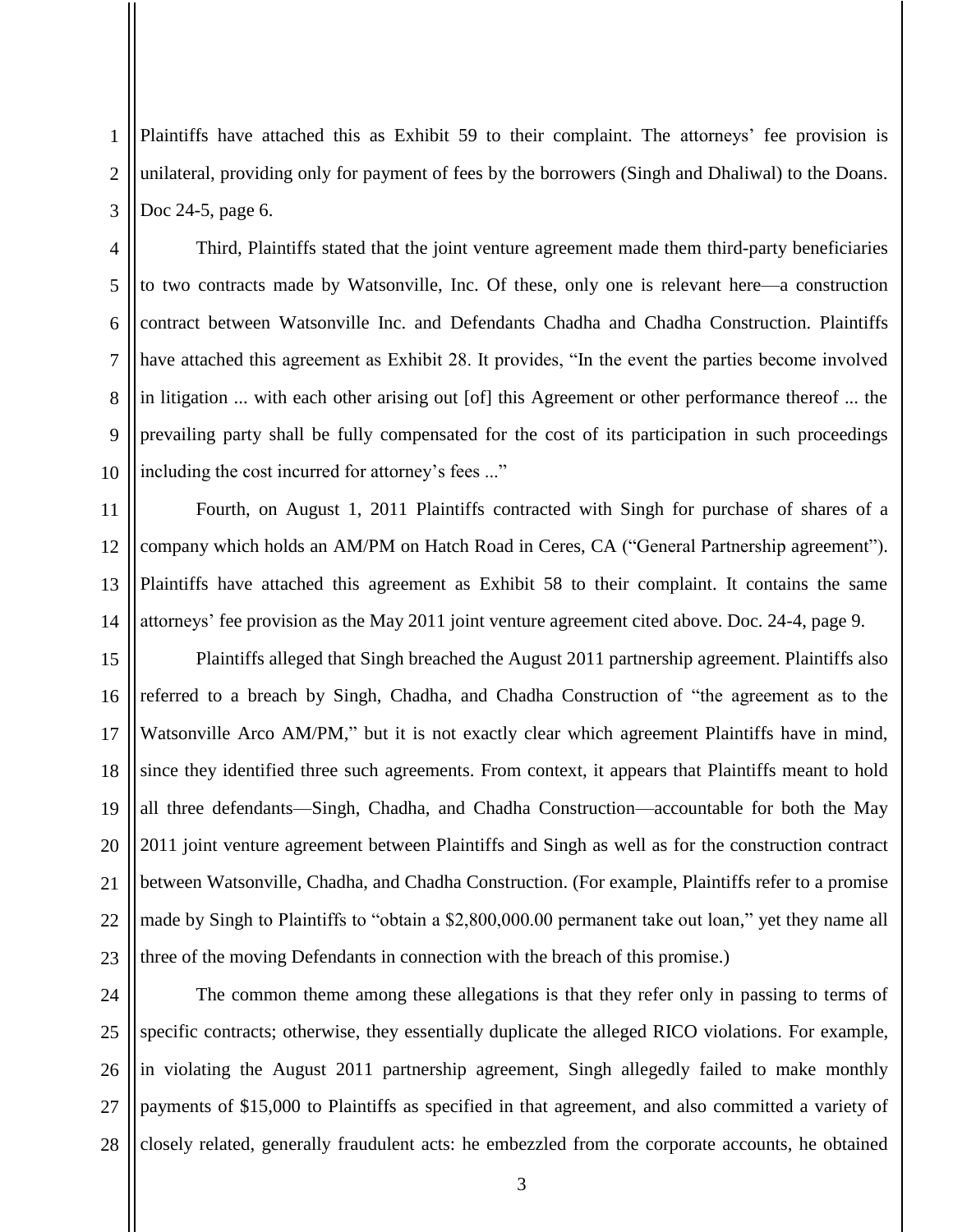Plaintiffs have attached this as Exhibit 59 to their complaint. The attorneys' fee provision is unilateral, providing only for payment of fees by the borrowers (Singh and Dhaliwal) to the Doans. Doc 24-5, page 6.

Third, Plaintiffs stated that the joint venture agreement made them third-party beneficiaries to two contracts made by Watsonville, Inc. Of these, only one is relevant here—a construction contract between Watsonville Inc. and Defendants Chadha and Chadha Construction. Plaintiffs have attached this agreement as Exhibit 28. It provides, "In the event the parties become involved in litigation ... with each other arising out [of] this Agreement or other performance thereof ... the prevailing party shall be fully compensated for the cost of its participation in such proceedings including the cost incurred for attorney's fees ..."

Fourth, on August 1, 2011 Plaintiffs contracted with Singh for purchase of shares of a company which holds an AM/PM on Hatch Road in Ceres, CA ("General Partnership agreement"). Plaintiffs have attached this agreement as Exhibit 58 to their complaint. It contains the same attorneys' fee provision as the May 2011 joint venture agreement cited above. Doc. 24-4, page 9.

Plaintiffs alleged that Singh breached the August 2011 partnership agreement. Plaintiffs also referred to a breach by Singh, Chadha, and Chadha Construction of "the agreement as to the Watsonville Arco AM/PM," but it is not exactly clear which agreement Plaintiffs have in mind, since they identified three such agreements. From context, it appears that Plaintiffs meant to hold all three defendants—Singh, Chadha, and Chadha Construction—accountable for both the May 2011 joint venture agreement between Plaintiffs and Singh as well as for the construction contract between Watsonville, Chadha, and Chadha Construction. (For example, Plaintiffs refer to a promise made by Singh to Plaintiffs to "obtain a $2,800,000.00 permanent take out loan," yet they name all three of the moving Defendants in connection with the breach of this promise.)

The common theme among these allegations is that they refer only in passing to terms of specific contracts; otherwise, they essentially duplicate the alleged RICO violations. For example, in violating the August 2011 partnership agreement, Singh allegedly failed to make monthly payments of $15,000 to Plaintiffs as specified in that agreement, and also committed a variety of closely related, generally fraudulent acts: he embezzled from the corporate accounts, he obtained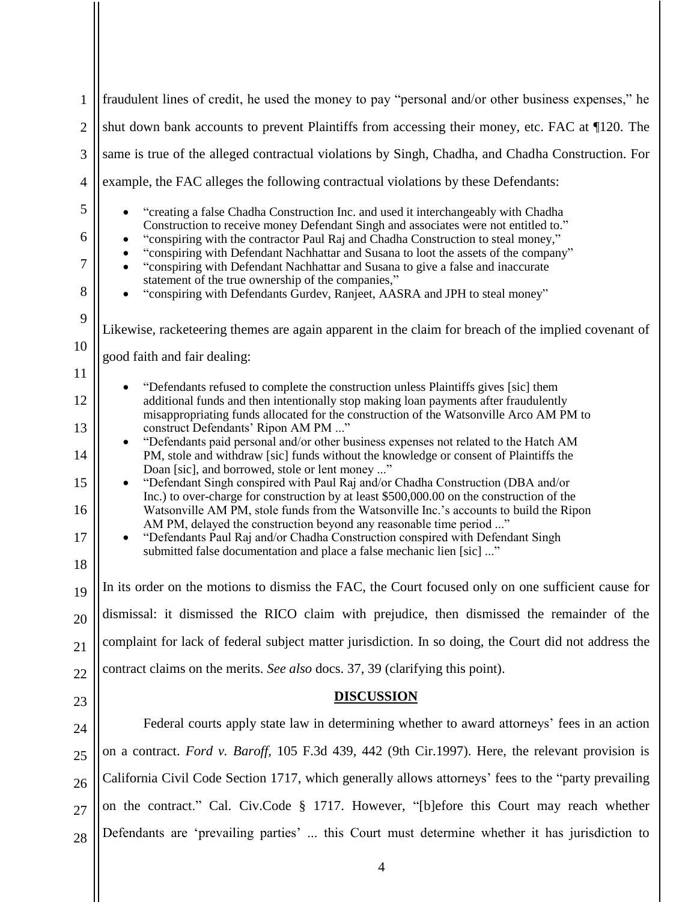fraudulent lines of credit, he used the money to pay "personal and/or other business expenses," he shut down bank accounts to prevent Plaintiffs from accessing their money, etc. FAC at ¶120. The same is true of the alleged contractual violations by Singh, Chadha, and Chadha Construction. For example, the FAC alleges the following contractual violations by these Defendants:

- "creating a false Chadha Construction Inc. and used it interchangeably with Chadha Construction to receive money Defendant Singh and associates were not entitled to."
- "conspiring with the contractor Paul Raj and Chadha Construction to steal money,"
- "conspiring with Defendant Nachhattar and Susana to loot the assets of the company"
- "conspiring with Defendant Nachhattar and Susana to give a false and inaccurate statement of the true ownership of the companies,"
- "conspiring with Defendants Gurdev, Ranjeet, AASRA and JPH to steal money"

Likewise, racketeering themes are again apparent in the claim for breach of the implied covenant of good faith and fair dealing:

- "Defendants refused to complete the construction unless Plaintiffs gives [sic] them additional funds and then intentionally stop making loan payments after fraudulently misappropriating funds allocated for the construction of the Watsonville Arco AM PM to construct Defendants' Ripon AM PM ..."
- "Defendants paid personal and/or other business expenses not related to the Hatch AM PM, stole and withdraw [sic] funds without the knowledge or consent of Plaintiffs the Doan [sic], and borrowed, stole or lent money ..."
- "Defendant Singh conspired with Paul Raj and/or Chadha Construction (DBA and/or Inc.) to over-charge for construction by at least $500,000.00 on the construction of the Watsonville AM PM, stole funds from the Watsonville Inc.'s accounts to build the Ripon AM PM, delayed the construction beyond any reasonable time period ..."
- "Defendants Paul Raj and/or Chadha Construction conspired with Defendant Singh submitted false documentation and place a false mechanic lien [sic] ..."

In its order on the motions to dismiss the FAC, the Court focused only on one sufficient cause for dismissal: it dismissed the RICO claim with prejudice, then dismissed the remainder of the complaint for lack of federal subject matter jurisdiction. In so doing, the Court did not address the contract claims on the merits. *See also* docs. 37, 39 (clarifying this point).

## DISCUSSION

Federal courts apply state law in determining whether to award attorneys' fees in an action on a contract. *Ford v. Baroff*, 105 F.3d 439, 442 (9th Cir.1997). Here, the relevant provision is California Civil Code Section 1717, which generally allows attorneys' fees to the "party prevailing on the contract." Cal. Civ.Code § 1717. However, "[b]efore this Court may reach whether Defendants are 'prevailing parties' ... this Court must determine whether it has jurisdiction to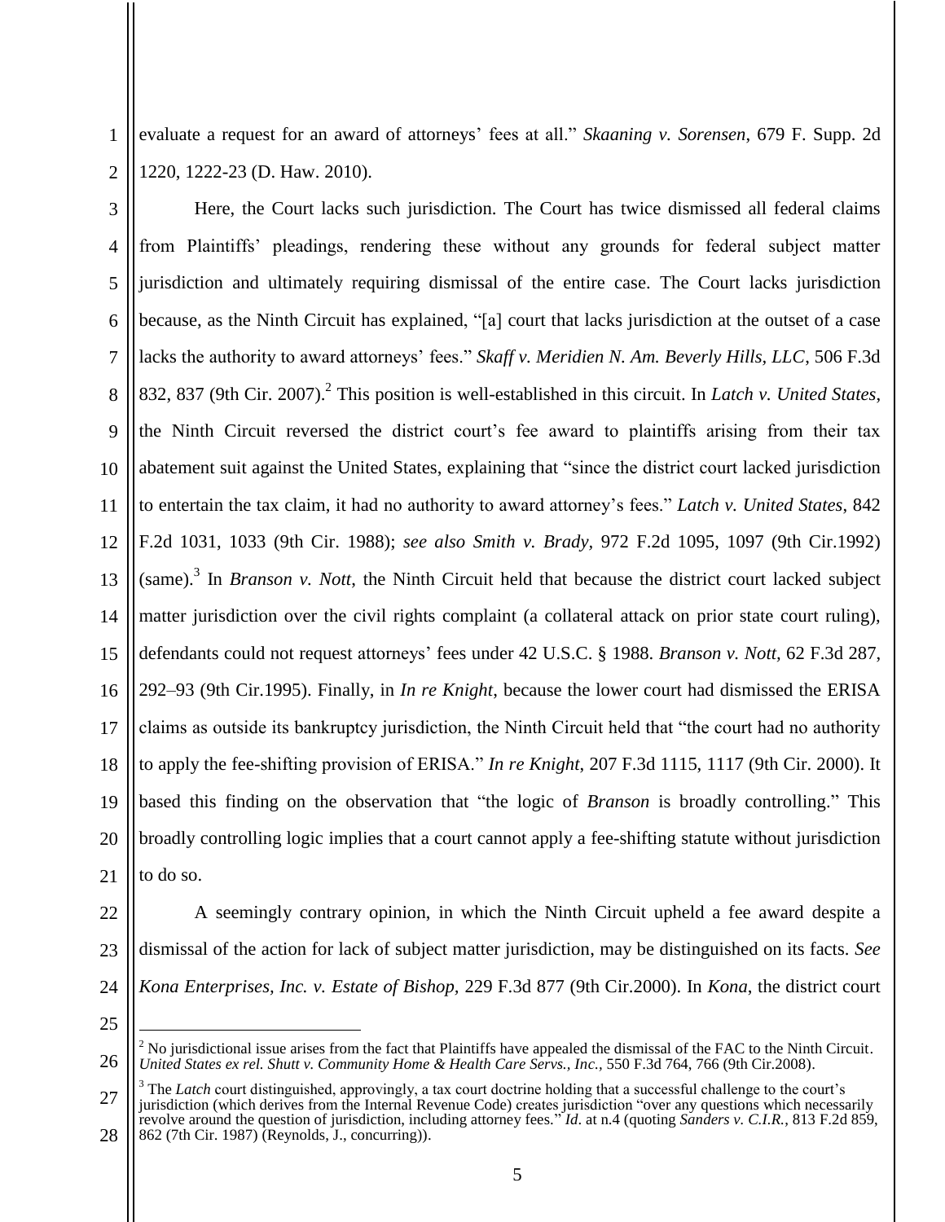evaluate a request for an award of attorneys' fees at all." *Skaaning v. Sorensen*, 679 F. Supp. 2d 1220, 1222-23 (D. Haw. 2010).

Here, the Court lacks such jurisdiction. The Court has twice dismissed all federal claims from Plaintiffs' pleadings, rendering these without any grounds for federal subject matter jurisdiction and ultimately requiring dismissal of the entire case. The Court lacks jurisdiction because, as the Ninth Circuit has explained, "[a] court that lacks jurisdiction at the outset of a case lacks the authority to award attorneys' fees." *Skaff v. Meridien N. Am. Beverly Hills, LLC*, 506 F.3d 832, 837 (9th Cir. 2007).[2] This position is well-established in this circuit. In *Latch v. United States*, the Ninth Circuit reversed the district court's fee award to plaintiffs arising from their tax abatement suit against the United States, explaining that "since the district court lacked jurisdiction to entertain the tax claim, it had no authority to award attorney's fees." *Latch v. United States*, 842 F.2d 1031, 1033 (9th Cir. 1988); *see also Smith v. Brady*, 972 F.2d 1095, 1097 (9th Cir.1992) (same).[3] In *Branson v. Nott*, the Ninth Circuit held that because the district court lacked subject matter jurisdiction over the civil rights complaint (a collateral attack on prior state court ruling), defendants could not request attorneys' fees under 42 U.S.C. § 1988. *Branson v. Nott*, 62 F.3d 287, 292–93 (9th Cir.1995). Finally, in *In re Knight*, because the lower court had dismissed the ERISA claims as outside its bankruptcy jurisdiction, the Ninth Circuit held that "the court had no authority to apply the fee-shifting provision of ERISA." *In re Knight*, 207 F.3d 1115, 1117 (9th Cir. 2000). It based this finding on the observation that "the logic of *Branson* is broadly controlling." This broadly controlling logic implies that a court cannot apply a fee-shifting statute without jurisdiction to do so.

A seemingly contrary opinion, in which the Ninth Circuit upheld a fee award despite a dismissal of the action for lack of subject matter jurisdiction, may be distinguished on its facts. *See Kona Enterprises, Inc. v. Estate of Bishop*, 229 F.3d 877 (9th Cir.2000). In *Kona*, the district court

---

[2] No jurisdictional issue arises from the fact that Plaintiffs have appealed the dismissal of the FAC to the Ninth Circuit. *United States ex rel. Shutt v. Community Home & Health Care Servs., Inc.*, 550 F.3d 764, 766 (9th Cir.2008).

[3] The *Latch* court distinguished, approvingly, a tax court doctrine holding that a successful challenge to the court's jurisdiction (which derives from the Internal Revenue Code) creates jurisdiction "over any questions which necessarily revolve around the question of jurisdiction, including attorney fees." *Id*. at n.4 (quoting *Sanders v. C.I.R.*, 813 F.2d 859, 862 (7th Cir. 1987) (Reynolds, J., concurring)).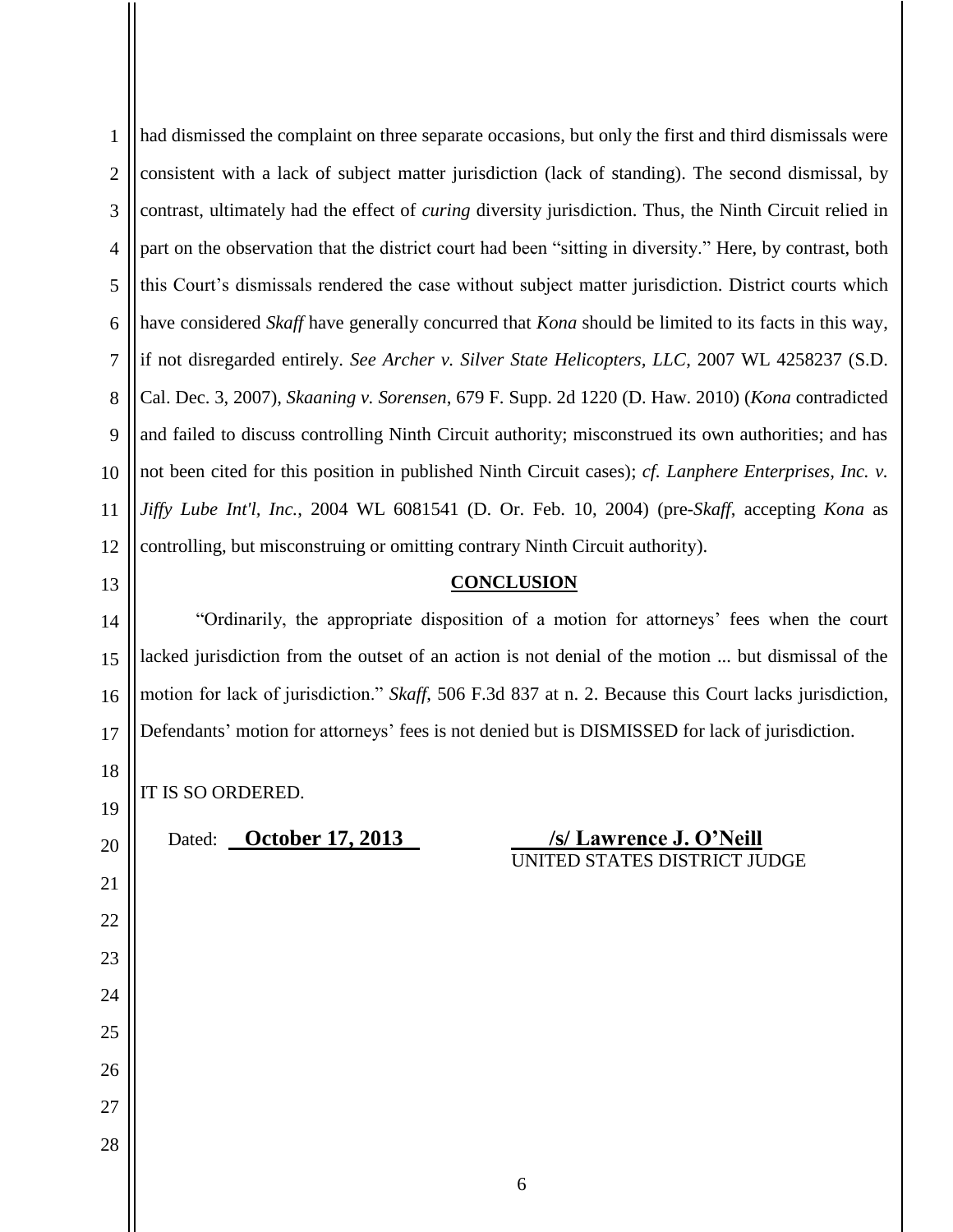had dismissed the complaint on three separate occasions, but only the first and third dismissals were consistent with a lack of subject matter jurisdiction (lack of standing). The second dismissal, by contrast, ultimately had the effect of *curing* diversity jurisdiction. Thus, the Ninth Circuit relied in part on the observation that the district court had been "sitting in diversity." Here, by contrast, both this Court's dismissals rendered the case without subject matter jurisdiction. District courts which have considered *Skaff* have generally concurred that *Kona* should be limited to its facts in this way, if not disregarded entirely. *See Archer v. Silver State Helicopters, LLC*, 2007 WL 4258237 (S.D. Cal. Dec. 3, 2007), *Skaaning v. Sorensen*, 679 F. Supp. 2d 1220 (D. Haw. 2010) (*Kona* contradicted and failed to discuss controlling Ninth Circuit authority; misconstrued its own authorities; and has not been cited for this position in published Ninth Circuit cases); *cf. Lanphere Enterprises, Inc. v. Jiffy Lube Int'l, Inc.*, 2004 WL 6081541 (D. Or. Feb. 10, 2004) (pre-*Skaff*, accepting *Kona* as controlling, but misconstruing or omitting contrary Ninth Circuit authority).

## CONCLUSION

"Ordinarily, the appropriate disposition of a motion for attorneys' fees when the court lacked jurisdiction from the outset of an action is not denial of the motion ... but dismissal of the motion for lack of jurisdiction." *Skaff*, 506 F.3d 837 at n. 2. Because this Court lacks jurisdiction, Defendants' motion for attorneys' fees is not denied but is DISMISSED for lack of jurisdiction.

IT IS SO ORDERED.

Dated: **October 17, 2013** **/s/ Lawrence J. O'Neill**

UNITED STATES DISTRICT JUDGE